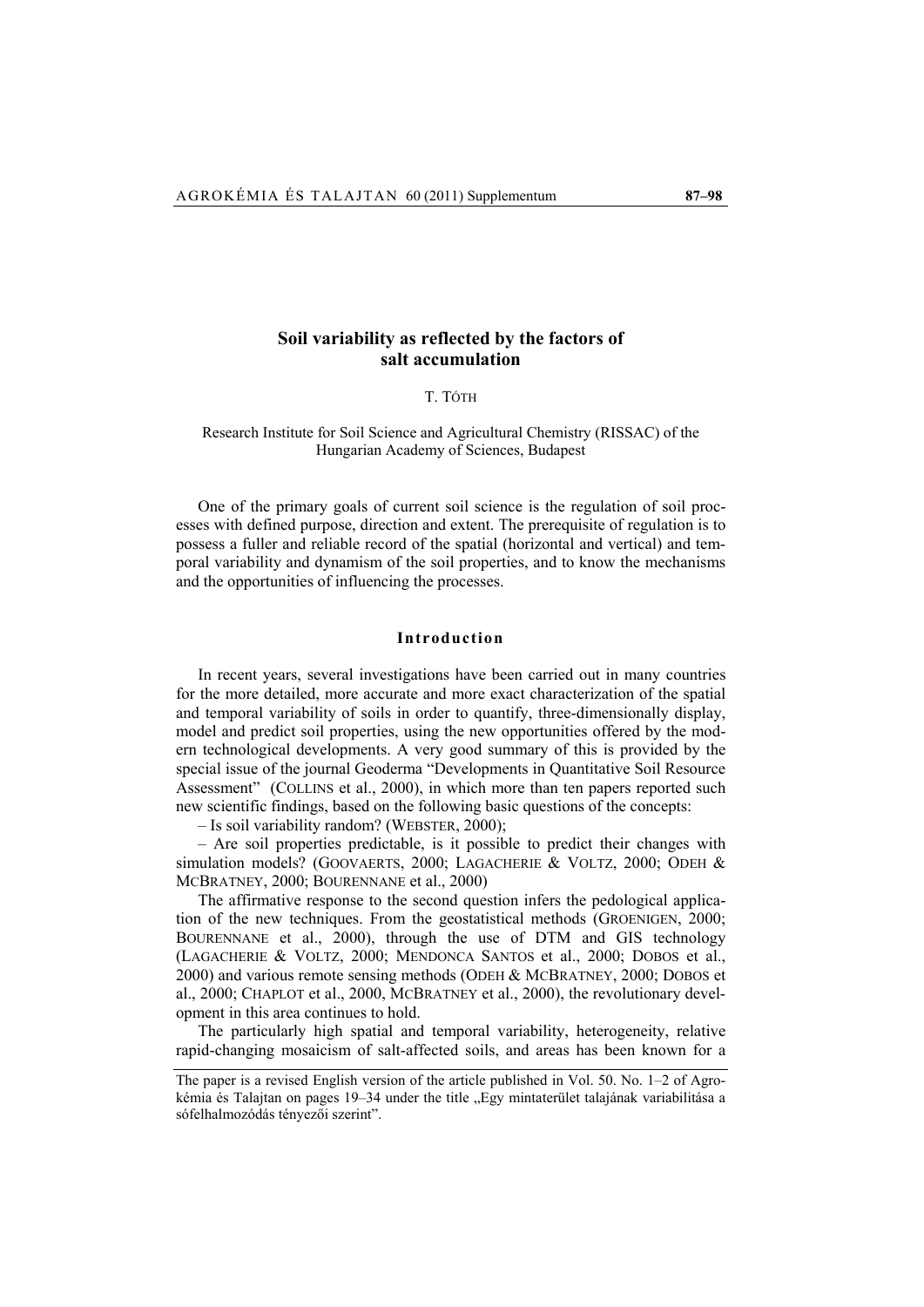# Soil variability as reflected by the factors of salt accumulation

T. TÓTH

Research Institute for Soil Science and Agricultural Chemistry (RISSAC) of the Hungarian Academy of Sciences, Budapest

One of the primary goals of current soil science is the regulation of soil processes with defined purpose, direction and extent. The prerequisite of regulation is to possess a fuller and reliable record of the spatial (horizontal and vertical) and temporal variability and dynamism of the soil properties, and to know the mechanisms and the opportunities of influencing the processes.

## Introduction

In recent years, several investigations have been carried out in many countries for the more detailed, more accurate and more exact characterization of the spatial and temporal variability of soils in order to quantify, three-dimensionally display, model and predict soil properties, using the new opportunities offered by the modern technological developments. A very good summary of this is provided by the special issue of the journal Geoderma "Developments in Quantitative Soil Resource Assessment" (COLLINS et al., 2000), in which more than ten papers reported such new scientific findings, based on the following basic questions of the concepts:

– Is soil variability random? (WEBSTER, 2000);

– Are soil properties predictable, is it possible to predict their changes with simulation models? (GOOVAERTS, 2000; LAGACHERIE & VOLTZ, 2000; ODEH & MCBRATNEY, 2000; BOURENNANE et al., 2000)

The affirmative response to the second question infers the pedological application of the new techniques. From the geostatistical methods (GROENIGEN, 2000; BOURENNANE et al., 2000), through the use of DTM and GIS technology (LAGACHERIE & VOLTZ, 2000; MENDONCA SANTOS et al., 2000; DOBOS et al., 2000) and various remote sensing methods (ODEH & MCBRATNEY, 2000; DOBOS et al., 2000; CHAPLOT et al., 2000, MCBRATNEY et al., 2000), the revolutionary development in this area continues to hold.

The particularly high spatial and temporal variability, heterogeneity, relative rapid-changing mosaicism of salt-affected soils, and areas has been known for a

The paper is a revised English version of the article published in Vol. 50. No. 1–2 of Agrokémia és Talajtan on pages 19–34 under the title „Egy mintaterület talajának variabilitása a sófelhalmozódás tényezői szerint".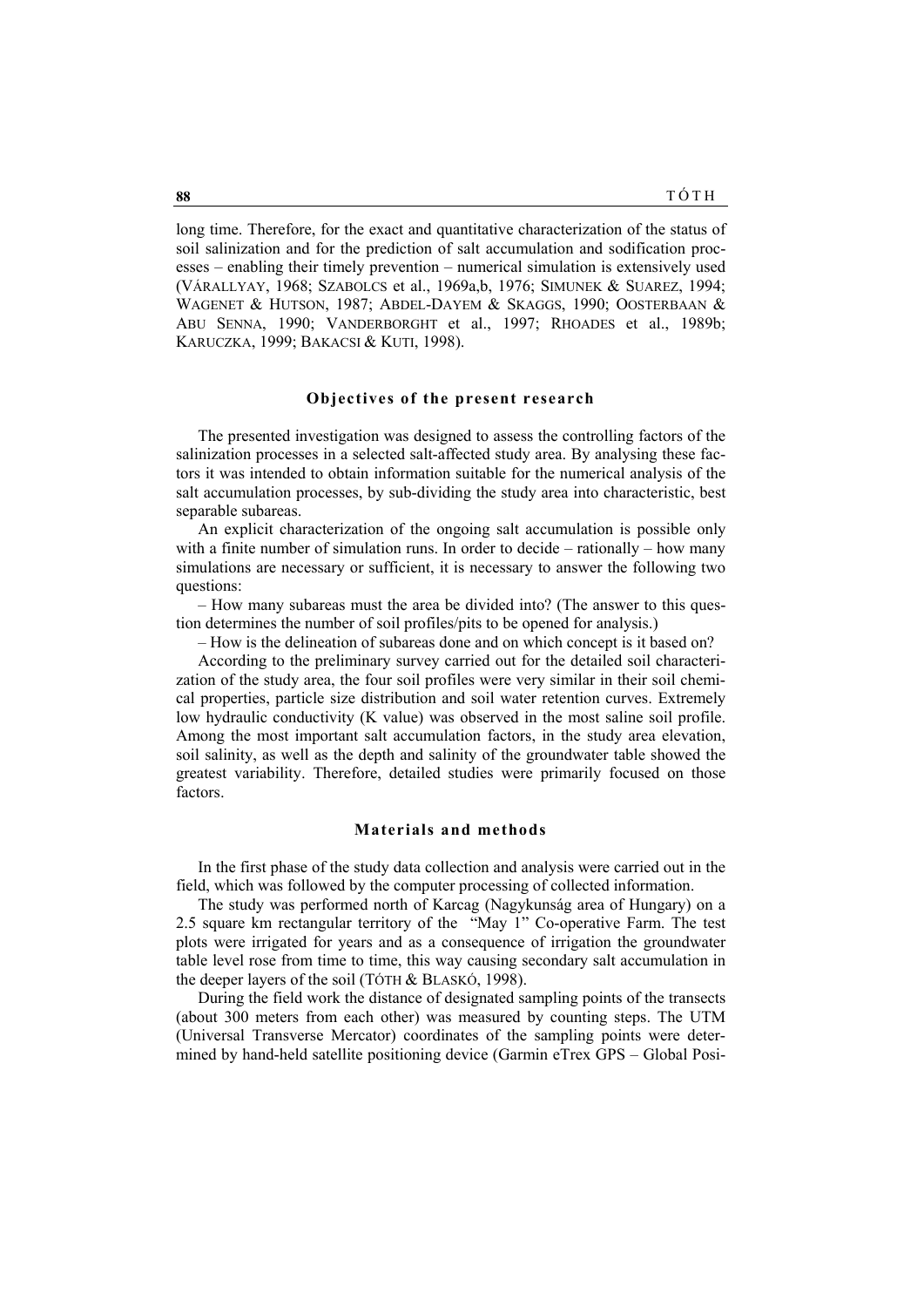long time. Therefore, for the exact and quantitative characterization of the status of soil salinization and for the prediction of salt accumulation and sodification processes – enabling their timely prevention – numerical simulation is extensively used (VÁRALLYAY, 1968; SZABOLCS et al., 1969a,b, 1976; SIMUNEK & SUAREZ, 1994; WAGENET & HUTSON, 1987; ABDEL-DAYEM & SKAGGS, 1990; OOSTERBAAN & ABU SENNA, 1990; VANDERBORGHT et al., 1997; RHOADES et al., 1989b; KARUCZKA, 1999; BAKACSI & KUTI, 1998).

## Objectives of the present research

The presented investigation was designed to assess the controlling factors of the salinization processes in a selected salt-affected study area. By analysing these factors it was intended to obtain information suitable for the numerical analysis of the salt accumulation processes, by sub-dividing the study area into characteristic, best separable subareas.

An explicit characterization of the ongoing salt accumulation is possible only with a finite number of simulation runs. In order to decide – rationally – how many simulations are necessary or sufficient, it is necessary to answer the following two questions:

– How many subareas must the area be divided into? (The answer to this question determines the number of soil profiles/pits to be opened for analysis.)

– How is the delineation of subareas done and on which concept is it based on?

According to the preliminary survey carried out for the detailed soil characterization of the study area, the four soil profiles were very similar in their soil chemical properties, particle size distribution and soil water retention curves. Extremely low hydraulic conductivity (K value) was observed in the most saline soil profile. Among the most important salt accumulation factors, in the study area elevation, soil salinity, as well as the depth and salinity of the groundwater table showed the greatest variability. Therefore, detailed studies were primarily focused on those factors.

## Materials and methods

In the first phase of the study data collection and analysis were carried out in the field, which was followed by the computer processing of collected information.

The study was performed north of Karcag (Nagykunság area of Hungary) on a 2.5 square km rectangular territory of the "May 1" Co-operative Farm. The test plots were irrigated for years and as a consequence of irrigation the groundwater table level rose from time to time, this way causing secondary salt accumulation in the deeper layers of the soil (TÓTH & BLASKÓ, 1998).

During the field work the distance of designated sampling points of the transects (about 300 meters from each other) was measured by counting steps. The UTM (Universal Transverse Mercator) coordinates of the sampling points were determined by hand-held satellite positioning device (Garmin eTrex GPS – Global Posi-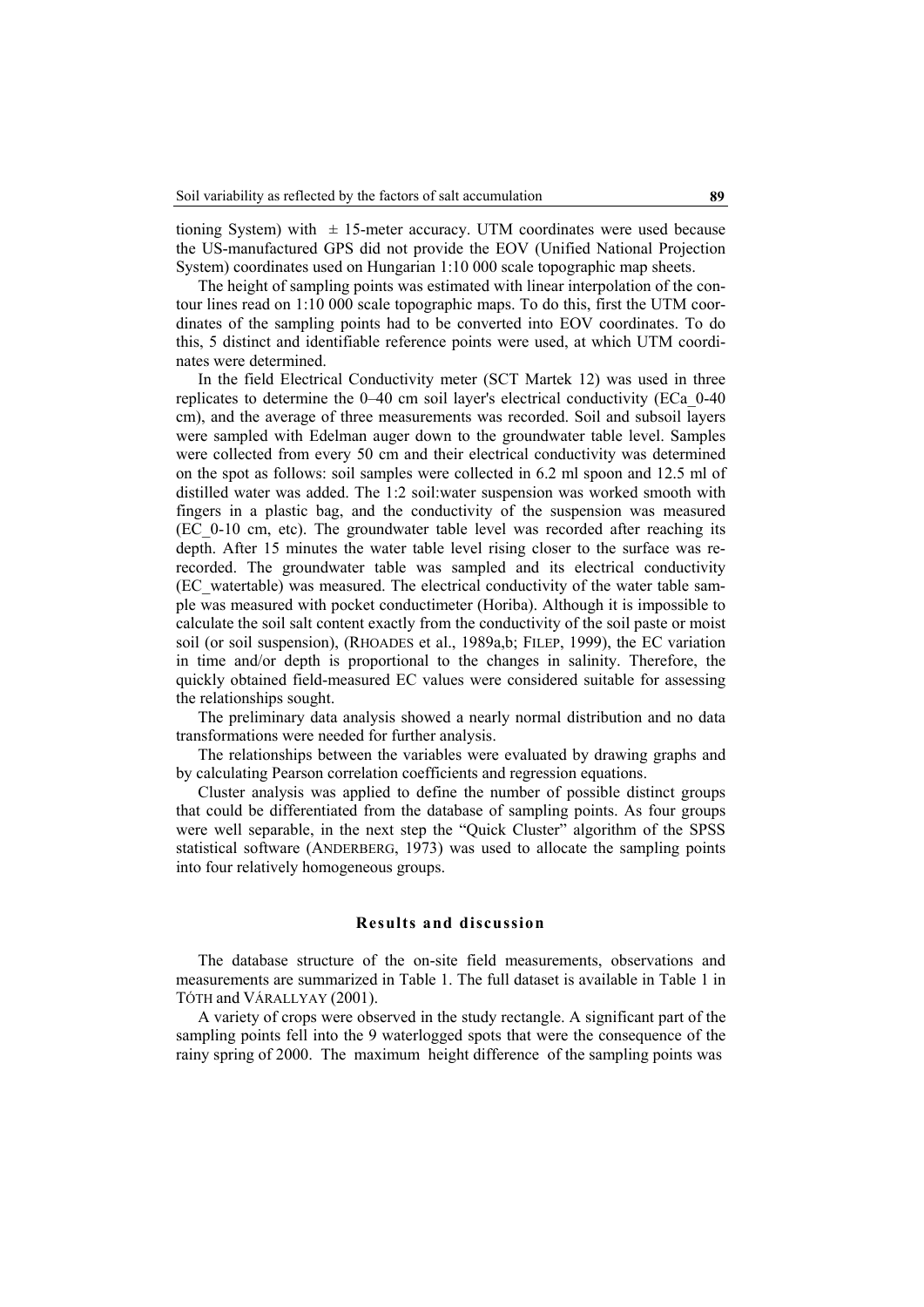tioning System) with ± 15-meter accuracy. UTM coordinates were used because the US-manufactured GPS did not provide the EOV (Unified National Projection System) coordinates used on Hungarian 1:10 000 scale topographic map sheets.

The height of sampling points was estimated with linear interpolation of the contour lines read on 1:10 000 scale topographic maps. To do this, first the UTM coordinates of the sampling points had to be converted into EOV coordinates. To do this, 5 distinct and identifiable reference points were used, at which UTM coordinates were determined.

In the field Electrical Conductivity meter (SCT Martek 12) was used in three replicates to determine the 0–40 cm soil layer's electrical conductivity (ECa_0-40 cm), and the average of three measurements was recorded. Soil and subsoil layers were sampled with Edelman auger down to the groundwater table level. Samples were collected from every 50 cm and their electrical conductivity was determined on the spot as follows: soil samples were collected in 6.2 ml spoon and 12.5 ml of distilled water was added. The 1:2 soil:water suspension was worked smooth with fingers in a plastic bag, and the conductivity of the suspension was measured (EC_0-10 cm, etc). The groundwater table level was recorded after reaching its depth. After 15 minutes the water table level rising closer to the surface was re-recorded. The groundwater table was sampled and its electrical conductivity (EC_watertable) was measured. The electrical conductivity of the water table sample was measured with pocket conductimeter (Horiba). Although it is impossible to calculate the soil salt content exactly from the conductivity of the soil paste or moist soil (or soil suspension), (RHOADES et al., 1989a,b; FILEP, 1999), the EC variation in time and/or depth is proportional to the changes in salinity. Therefore, the quickly obtained field-measured EC values were considered suitable for assessing the relationships sought.

The preliminary data analysis showed a nearly normal distribution and no data transformations were needed for further analysis.

The relationships between the variables were evaluated by drawing graphs and by calculating Pearson correlation coefficients and regression equations.

Cluster analysis was applied to define the number of possible distinct groups that could be differentiated from the database of sampling points. As four groups were well separable, in the next step the "Quick Cluster" algorithm of the SPSS statistical software (ANDERBERG, 1973) was used to allocate the sampling points into four relatively homogeneous groups.

## Results and discussion

The database structure of the on-site field measurements, observations and measurements are summarized in Table 1. The full dataset is available in Table 1 in TÓTH and VÁRALLYAY (2001).

A variety of crops were observed in the study rectangle. A significant part of the sampling points fell into the 9 waterlogged spots that were the consequence of the rainy spring of 2000. The maximum height difference of the sampling points was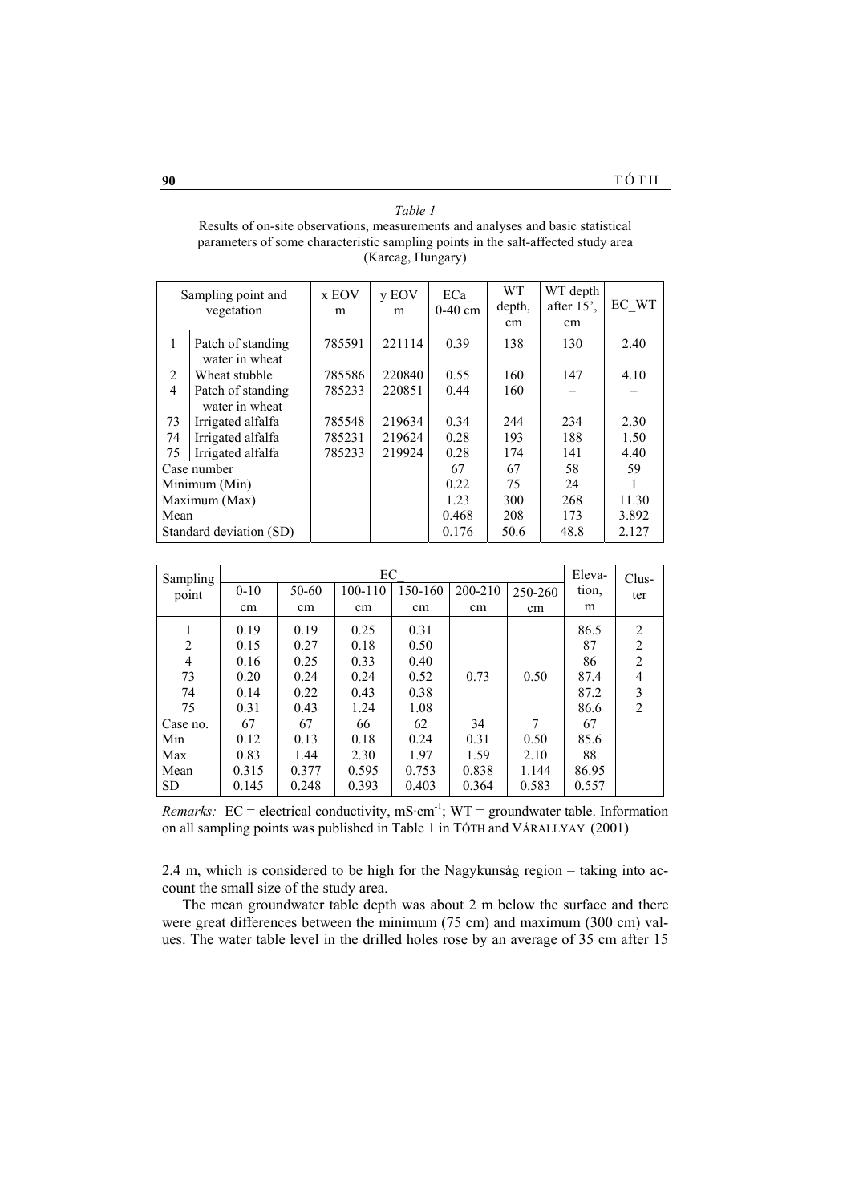*Table 1*

Results of on-site observations, measurements and analyses and basic statistical parameters of some characteristic sampling points in the salt-affected study area (Karcag, Hungary)

| Sampling point and vegetation | | x EOV m | y EOV m | ECa_ 0-40 cm | WT depth, cm | WT depth after 15', cm | EC_WT |
|---|---|---|---|---|---|---|---|
| 1 | Patch of standing water in wheat | 785591 | 221114 | 0.39 | 138 | 130 | 2.40 |
| 2 | Wheat stubble | 785586 | 220840 | 0.55 | 160 | 147 | 4.10 |
| 4 | Patch of standing water in wheat | 785233 | 220851 | 0.44 | 160 | – | – |
| 73 | Irrigated alfalfa | 785548 | 219634 | 0.34 | 244 | 234 | 2.30 |
| 74 | Irrigated alfalfa | 785231 | 219624 | 0.28 | 193 | 188 | 1.50 |
| 75 | Irrigated alfalfa | 785233 | 219924 | 0.28 | 174 | 141 | 4.40 |
| Case number | | | | 67 | 67 | 58 | 59 |
| Minimum (Min) | | | | 0.22 | 75 | 24 | 1 |
| Maximum (Max) | | | | 1.23 | 300 | 268 | 11.30 |
| Mean | | | | 0.468 | 208 | 173 | 3.892 |
| Standard deviation (SD) | | | | 0.176 | 50.6 | 48.8 | 2.127 |

| Sampling point | EC_ | | | | | | Elevation, m | Cluster |
|---|---|---|---|---|---|---|---|---|
| | 0-10 cm | 50-60 cm | 100-110 cm | 150-160 cm | 200-210 cm | 250-260 cm | | |
| 1 | 0.19 | 0.19 | 0.25 | 0.31 | | | 86.5 | 2 |
| 2 | 0.15 | 0.27 | 0.18 | 0.50 | | | 87 | 2 |
| 4 | 0.16 | 0.25 | 0.33 | 0.40 | | | 86 | 2 |
| 73 | 0.20 | 0.24 | 0.24 | 0.52 | 0.73 | 0.50 | 87.4 | 4 |
| 74 | 0.14 | 0.22 | 0.43 | 0.38 | | | 87.2 | 3 |
| 75 | 0.31 | 0.43 | 1.24 | 1.08 | | | 86.6 | 2 |
| Case no. | 67 | 67 | 66 | 62 | 34 | 7 | 67 | |
| Min | 0.12 | 0.13 | 0.18 | 0.24 | 0.31 | 0.50 | 85.6 | |
| Max | 0.83 | 1.44 | 2.30 | 1.97 | 1.59 | 2.10 | 88 | |
| Mean | 0.315 | 0.377 | 0.595 | 0.753 | 0.838 | 1.144 | 86.95 | |
| SD | 0.145 | 0.248 | 0.393 | 0.403 | 0.364 | 0.583 | 0.557 | |

*Remarks:* EC = electrical conductivity, mS·cm$^{-1}$; WT = groundwater table. Information on all sampling points was published in Table 1 in TÓTH and VÁRALLYAY (2001)

2.4 m, which is considered to be high for the Nagykunság region – taking into account the small size of the study area.

The mean groundwater table depth was about 2 m below the surface and there were great differences between the minimum (75 cm) and maximum (300 cm) values. The water table level in the drilled holes rose by an average of 35 cm after 15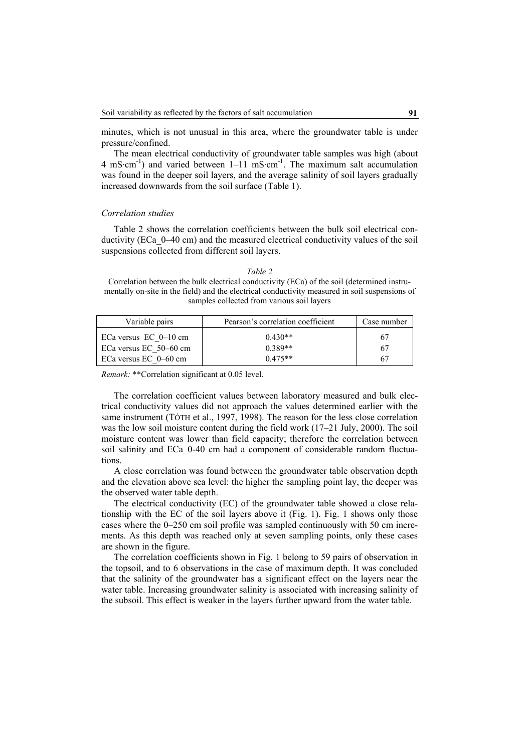minutes, which is not unusual in this area, where the groundwater table is under pressure/confined.

The mean electrical conductivity of groundwater table samples was high (about 4 $mS \cdot cm^{-1}$) and varied between 1–11 $mS \cdot cm^{-1}$. The maximum salt accumulation was found in the deeper soil layers, and the average salinity of soil layers gradually increased downwards from the soil surface (Table 1).

### *Correlation studies*

Table 2 shows the correlation coefficients between the bulk soil electrical conductivity (ECa_0–40 cm) and the measured electrical conductivity values of the soil suspensions collected from different soil layers.

*Table 2*

Correlation between the bulk electrical conductivity (ECa) of the soil (determined instrumentally on-site in the field) and the electrical conductivity measured in soil suspensions of samples collected from various soil layers

| Variable pairs | Pearson's correlation coefficient | Case number |
|---|---|---|
| ECa versus EC_0–10 cm | 0.430** | 67 |
| ECa versus EC_50–60 cm | 0.389** | 67 |
| ECa versus EC_0–60 cm | 0.475** | 67 |

*Remark:* **Correlation significant at 0.05 level.

The correlation coefficient values between laboratory measured and bulk electrical conductivity values did not approach the values determined earlier with the same instrument (TÓTH et al., 1997, 1998). The reason for the less close correlation was the low soil moisture content during the field work (17–21 July, 2000). The soil moisture content was lower than field capacity; therefore the correlation between soil salinity and ECa_0-40 cm had a component of considerable random fluctuations.

A close correlation was found between the groundwater table observation depth and the elevation above sea level: the higher the sampling point lay, the deeper was the observed water table depth.

The electrical conductivity (EC) of the groundwater table showed a close relationship with the EC of the soil layers above it (Fig. 1). Fig. 1 shows only those cases where the 0–250 cm soil profile was sampled continuously with 50 cm increments. As this depth was reached only at seven sampling points, only these cases are shown in the figure.

The correlation coefficients shown in Fig. 1 belong to 59 pairs of observation in the topsoil, and to 6 observations in the case of maximum depth. It was concluded that the salinity of the groundwater has a significant effect on the layers near the water table. Increasing groundwater salinity is associated with increasing salinity of the subsoil. This effect is weaker in the layers further upward from the water table.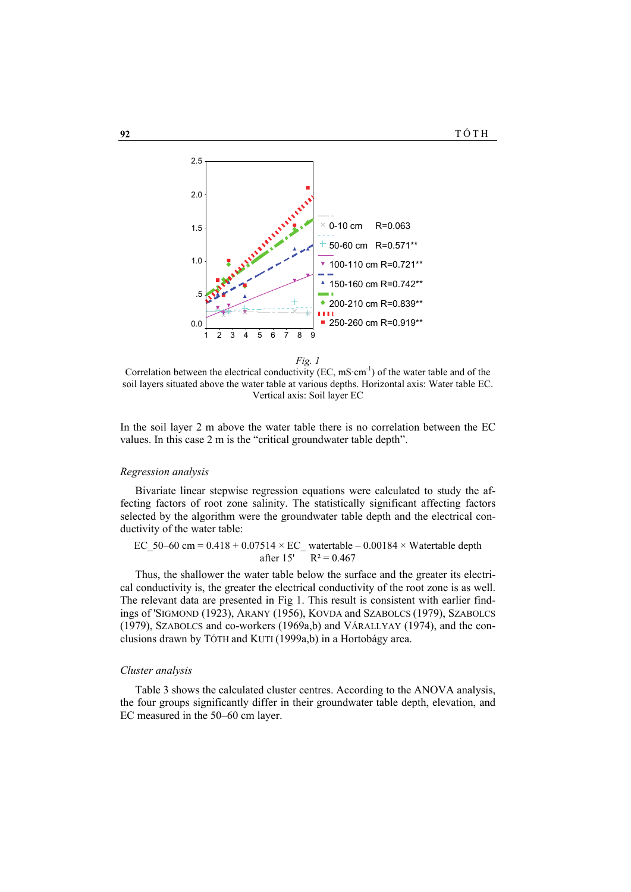*Fig. 1*
Correlation between the electrical conductivity (EC, $mS \cdot cm^{-1}$) of the water table and of the soil layers situated above the water table at various depths. Horizontal axis: Water table EC. Vertical axis: Soil layer EC

In the soil layer 2 m above the water table there is no correlation between the EC values. In this case 2 m is the "critical groundwater table depth".

*Regression analysis*

Bivariate linear stepwise regression equations were calculated to study the affecting factors of root zone salinity. The statistically significant affecting factors selected by the algorithm were the groundwater table depth and the electrical conductivity of the water table:

$$EC\_50\text{–}60\ cm = 0.418 + 0.07514 \times EC\_\ watertable - 0.00184 \times Watertable\ depth$$
$$\text{after 15'} \qquad R^2 = 0.467$$

Thus, the shallower the water table below the surface and the greater its electrical conductivity is, the greater the electrical conductivity of the root zone is as well. The relevant data are presented in Fig 1. This result is consistent with earlier findings of 'SIGMOND (1923), ARANY (1956), KOVDA and SZABOLCS (1979), SZABOLCS (1979), SZABOLCS and co-workers (1969a,b) and VÁRALLYAY (1974), and the conclusions drawn by TÓTH and KUTI (1999a,b) in a Hortobágy area.

*Cluster analysis*

Table 3 shows the calculated cluster centres. According to the ANOVA analysis, the four groups significantly differ in their groundwater table depth, elevation, and EC measured in the 50–60 cm layer.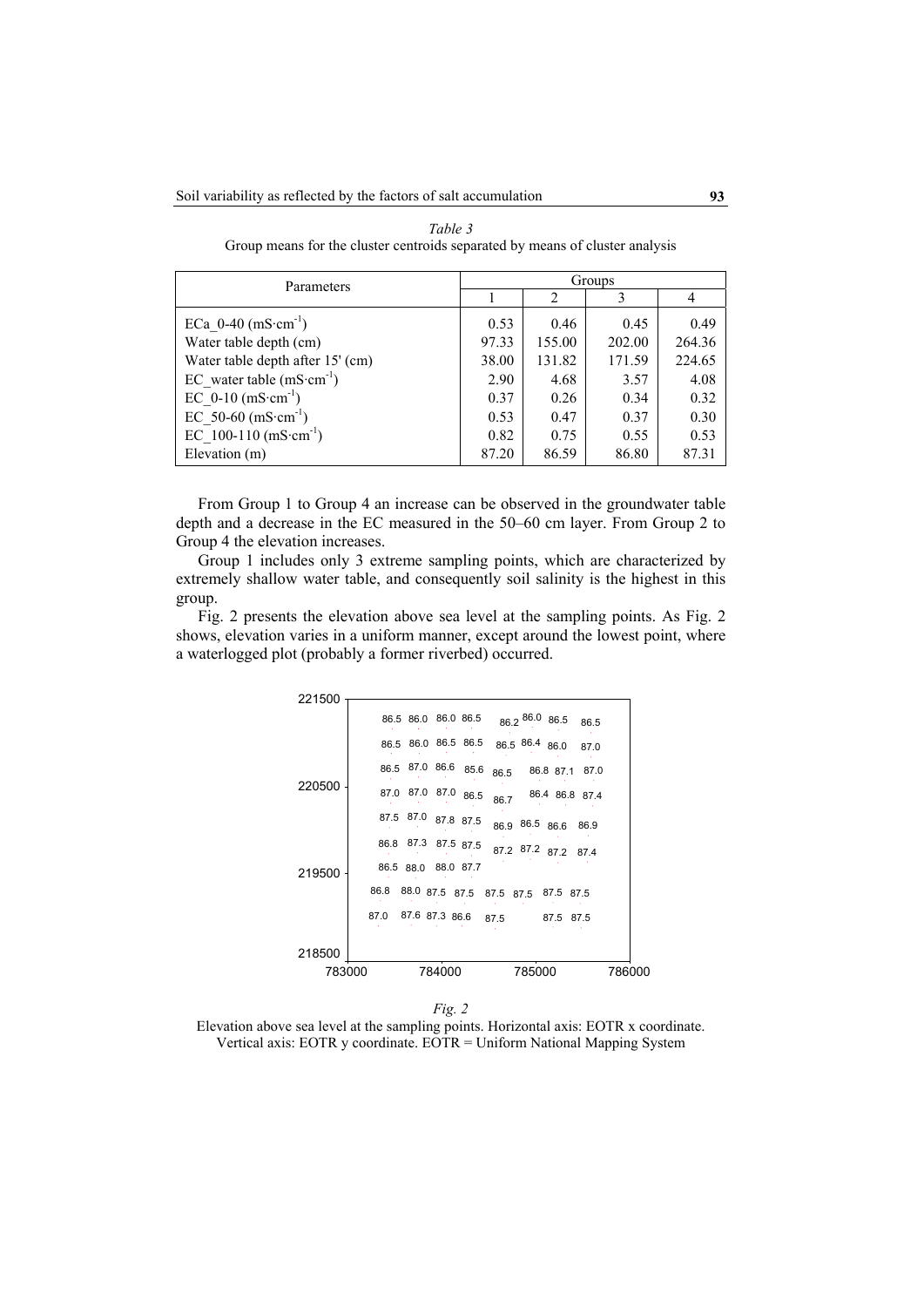*Table 3*

Group means for the cluster centroids separated by means of cluster analysis

| Parameters | Groups | | | |
|---|---|---|---|---|
| | 1 | 2 | 3 | 4 |
| ECa_0-40 ($mS \cdot cm^{-1}$) | 0.53 | 0.46 | 0.45 | 0.49 |
| Water table depth (cm) | 97.33 | 155.00 | 202.00 | 264.36 |
| Water table depth after 15' (cm) | 38.00 | 131.82 | 171.59 | 224.65 |
| EC_water table ($mS \cdot cm^{-1}$) | 2.90 | 4.68 | 3.57 | 4.08 |
| EC_0-10 ($mS \cdot cm^{-1}$) | 0.37 | 0.26 | 0.34 | 0.32 |
| EC_50-60 ($mS \cdot cm^{-1}$) | 0.53 | 0.47 | 0.37 | 0.30 |
| EC_100-110 ($mS \cdot cm^{-1}$) | 0.82 | 0.75 | 0.55 | 0.53 |
| Elevation (m) | 87.20 | 86.59 | 86.80 | 87.31 |

From Group 1 to Group 4 an increase can be observed in the groundwater table depth and a decrease in the EC measured in the 50–60 cm layer. From Group 2 to Group 4 the elevation increases.

Group 1 includes only 3 extreme sampling points, which are characterized by extremely shallow water table, and consequently soil salinity is the highest in this group.

Fig. 2 presents the elevation above sea level at the sampling points. As Fig. 2 shows, elevation varies in a uniform manner, except around the lowest point, where a waterlogged plot (probably a former riverbed) occurred.

*Fig. 2*

Elevation above sea level at the sampling points. Horizontal axis: EOTR x coordinate. Vertical axis: EOTR y coordinate. EOTR = Uniform National Mapping System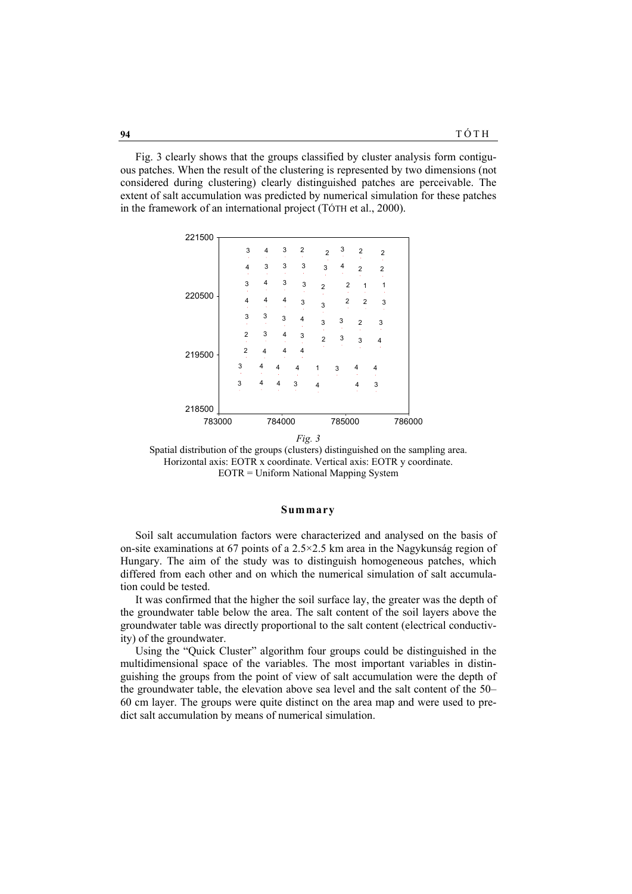Fig. 3 clearly shows that the groups classified by cluster analysis form contiguous patches. When the result of the clustering is represented by two dimensions (not considered during clustering) clearly distinguished patches are perceivable. The extent of salt accumulation was predicted by numerical simulation for these patches in the framework of an international project (TÓTH et al., 2000).

*Fig. 3*

Spatial distribution of the groups (clusters) distinguished on the sampling area. Horizontal axis: EOTR x coordinate. Vertical axis: EOTR y coordinate. EOTR = Uniform National Mapping System

## Summary

Soil salt accumulation factors were characterized and analysed on the basis of on-site examinations at 67 points of a 2.5×2.5 km area in the Nagykunság region of Hungary. The aim of the study was to distinguish homogeneous patches, which differed from each other and on which the numerical simulation of salt accumulation could be tested.

It was confirmed that the higher the soil surface lay, the greater was the depth of the groundwater table below the area. The salt content of the soil layers above the groundwater table was directly proportional to the salt content (electrical conductivity) of the groundwater.

Using the "Quick Cluster" algorithm four groups could be distinguished in the multidimensional space of the variables. The most important variables in distinguishing the groups from the point of view of salt accumulation were the depth of the groundwater table, the elevation above sea level and the salt content of the 50–60 cm layer. The groups were quite distinct on the area map and were used to predict salt accumulation by means of numerical simulation.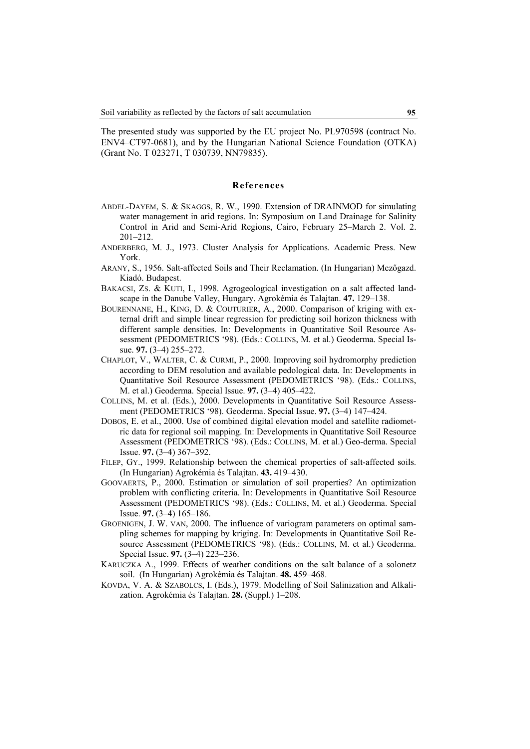The presented study was supported by the EU project No. PL970598 (contract No. ENV4–CT97-0681), and by the Hungarian National Science Foundation (OTKA) (Grant No. T 023271, T 030739, NN79835).

## References

ABDEL-DAYEM, S. & SKAGGS, R. W., 1990. Extension of DRAINMOD for simulating water management in arid regions. In: Symposium on Land Drainage for Salinity Control in Arid and Semi-Arid Regions, Cairo, February 25–March 2. Vol. 2. 201–212.

ANDERBERG, M. J., 1973. Cluster Analysis for Applications. Academic Press. New York.

ARANY, S., 1956. Salt-affected Soils and Their Reclamation. (In Hungarian) Mezőgazd. Kiadó. Budapest.

BAKACSI, ZS. & KUTI, I., 1998. Agrogeological investigation on a salt affected landscape in the Danube Valley, Hungary. Agrokémia és Talajtan. **47.** 129–138.

BOURENNANE, H., KING, D. & COUTURIER, A., 2000. Comparison of kriging with external drift and simple linear regression for predicting soil horizon thickness with different sample densities. In: Developments in Quantitative Soil Resource Assessment (PEDOMETRICS '98). (Eds.: COLLINS, M. et al.) Geoderma. Special Issue. **97.** (3–4) 255–272.

CHAPLOT, V., WALTER, C. & CURMI, P., 2000. Improving soil hydromorphy prediction according to DEM resolution and available pedological data. In: Developments in Quantitative Soil Resource Assessment (PEDOMETRICS '98). (Eds.: COLLINS, M. et al.) Geoderma. Special Issue. **97.** (3–4) 405–422.

COLLINS, M. et al. (Eds.), 2000. Developments in Quantitative Soil Resource Assessment (PEDOMETRICS '98). Geoderma. Special Issue. **97.** (3–4) 147–424.

DOBOS, E. et al., 2000. Use of combined digital elevation model and satellite radiometric data for regional soil mapping. In: Developments in Quantitative Soil Resource Assessment (PEDOMETRICS '98). (Eds.: COLLINS, M. et al.) Geo-derma. Special Issue. **97.** (3–4) 367–392.

FILEP, GY., 1999. Relationship between the chemical properties of salt-affected soils. (In Hungarian) Agrokémia és Talajtan. **43.** 419–430.

GOOVAERTS, P., 2000. Estimation or simulation of soil properties? An optimization problem with conflicting criteria. In: Developments in Quantitative Soil Resource Assessment (PEDOMETRICS '98). (Eds.: COLLINS, M. et al.) Geoderma. Special Issue. **97.** (3–4) 165–186.

GROENIGEN, J. W. VAN, 2000. The influence of variogram parameters on optimal sampling schemes for mapping by kriging. In: Developments in Quantitative Soil Resource Assessment (PEDOMETRICS '98). (Eds.: COLLINS, M. et al.) Geoderma. Special Issue. **97.** (3–4) 223–236.

KARUCZKA A., 1999. Effects of weather conditions on the salt balance of a solonetz soil. (In Hungarian) Agrokémia és Talajtan. **48.** 459–468.

KOVDA, V. A. & SZABOLCS, I. (Eds.), 1979. Modelling of Soil Salinization and Alkalization. Agrokémia és Talajtan. **28.** (Suppl.) 1–208.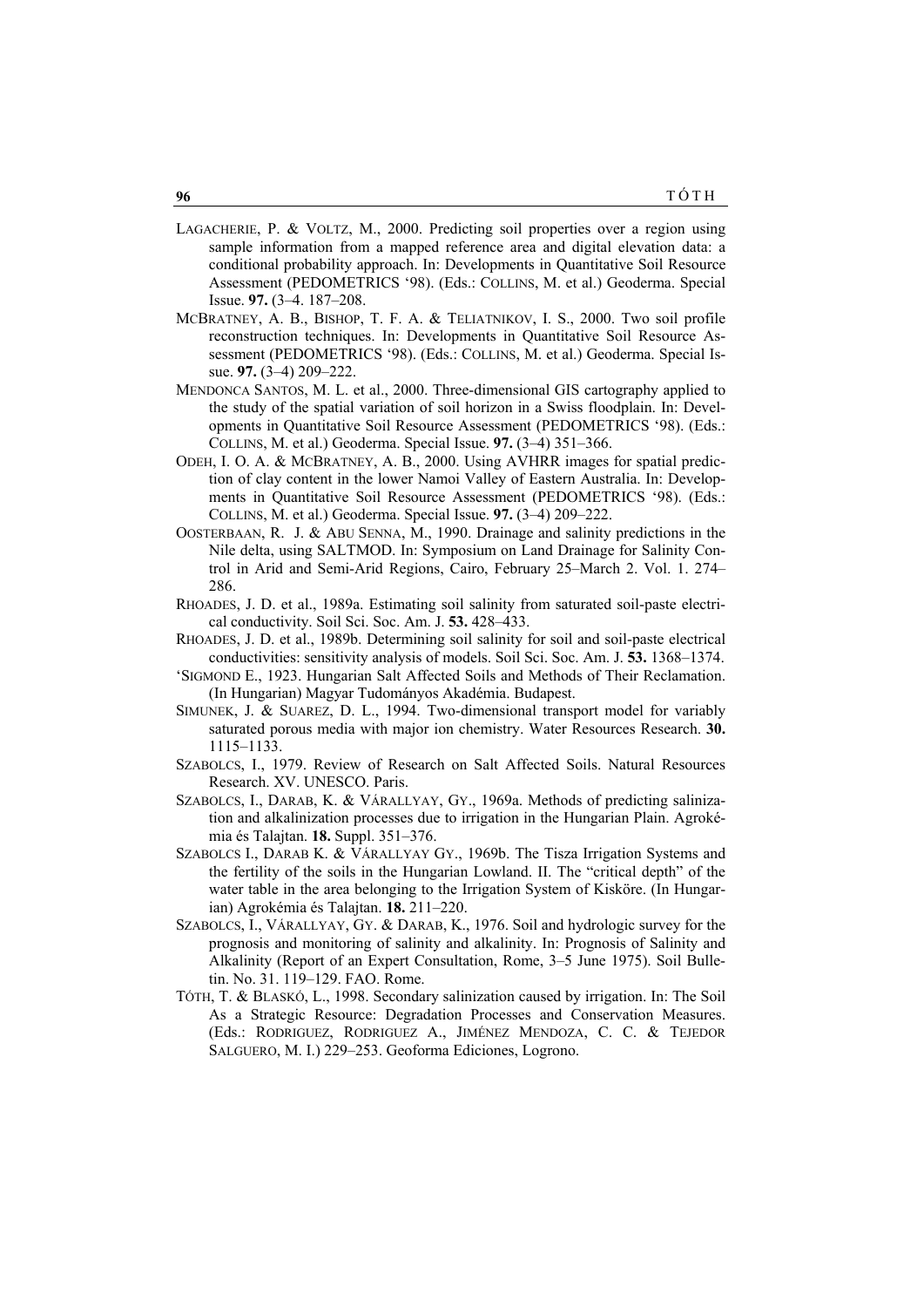LAGACHERIE, P. & VOLTZ, M., 2000. Predicting soil properties over a region using sample information from a mapped reference area and digital elevation data: a conditional probability approach. In: Developments in Quantitative Soil Resource Assessment (PEDOMETRICS '98). (Eds.: COLLINS, M. et al.) Geoderma. Special Issue. **97.** (3–4. 187–208.

MCBRATNEY, A. B., BISHOP, T. F. A. & TELIATNIKOV, I. S., 2000. Two soil profile reconstruction techniques. In: Developments in Quantitative Soil Resource Assessment (PEDOMETRICS '98). (Eds.: COLLINS, M. et al.) Geoderma. Special Issue. **97.** (3–4) 209–222.

MENDONCA SANTOS, M. L. et al., 2000. Three-dimensional GIS cartography applied to the study of the spatial variation of soil horizon in a Swiss floodplain. In: Developments in Quantitative Soil Resource Assessment (PEDOMETRICS '98). (Eds.: COLLINS, M. et al.) Geoderma. Special Issue. **97.** (3–4) 351–366.

ODEH, I. O. A. & MCBRATNEY, A. B., 2000. Using AVHRR images for spatial prediction of clay content in the lower Namoi Valley of Eastern Australia. In: Developments in Quantitative Soil Resource Assessment (PEDOMETRICS '98). (Eds.: COLLINS, M. et al.) Geoderma. Special Issue. **97.** (3–4) 209–222.

OOSTERBAAN, R. J. & ABU SENNA, M., 1990. Drainage and salinity predictions in the Nile delta, using SALTMOD. In: Symposium on Land Drainage for Salinity Control in Arid and Semi-Arid Regions, Cairo, February 25–March 2. Vol. 1. 274–286.

RHOADES, J. D. et al., 1989a. Estimating soil salinity from saturated soil-paste electrical conductivity. Soil Sci. Soc. Am. J. **53.** 428–433.

RHOADES, J. D. et al., 1989b. Determining soil salinity for soil and soil-paste electrical conductivities: sensitivity analysis of models. Soil Sci. Soc. Am. J. **53.** 1368–1374.

'SIGMOND E., 1923. Hungarian Salt Affected Soils and Methods of Their Reclamation. (In Hungarian) Magyar Tudományos Akadémia. Budapest.

SIMUNEK, J. & SUAREZ, D. L., 1994. Two-dimensional transport model for variably saturated porous media with major ion chemistry. Water Resources Research. **30.** 1115–1133.

SZABOLCS, I., 1979. Review of Research on Salt Affected Soils. Natural Resources Research. XV. UNESCO. Paris.

SZABOLCS, I., DARAB, K. & VÁRALLYAY, GY., 1969a. Methods of predicting salinization and alkalinization processes due to irrigation in the Hungarian Plain. Agrokémia és Talajtan. **18.** Suppl. 351–376.

SZABOLCS I., DARAB K. & VÁRALLYAY GY., 1969b. The Tisza Irrigation Systems and the fertility of the soils in the Hungarian Lowland. II. The "critical depth" of the water table in the area belonging to the Irrigation System of Kisköre. (In Hungarian) Agrokémia és Talajtan. **18.** 211–220.

SZABOLCS, I., VÁRALLYAY, GY. & DARAB, K., 1976. Soil and hydrologic survey for the prognosis and monitoring of salinity and alkalinity. In: Prognosis of Salinity and Alkalinity (Report of an Expert Consultation, Rome, 3–5 June 1975). Soil Bulletin. No. 31. 119–129. FAO. Rome.

TÓTH, T. & BLASKÓ, L., 1998. Secondary salinization caused by irrigation. In: The Soil As a Strategic Resource: Degradation Processes and Conservation Measures. (Eds.: RODRIGUEZ, RODRIGUEZ A., JIMÉNEZ MENDOZA, C. C. & TEJEDOR SALGUERO, M. I.) 229–253. Geoforma Ediciones, Logrono.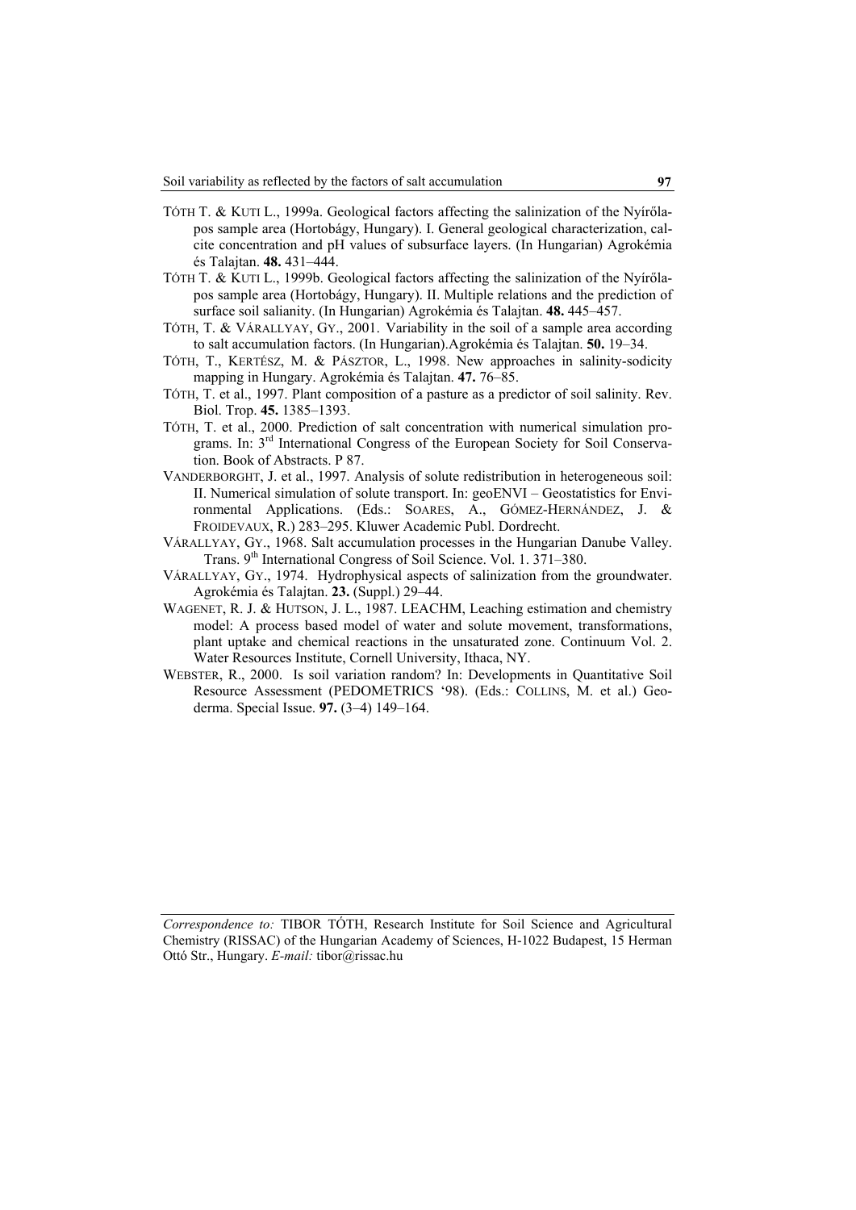Tóth T. & Kuti L., 1999a. Geological factors affecting the salinization of the Nyírőlapos sample area (Hortobágy, Hungary). I. General geological characterization, calcite concentration and pH values of subsurface layers. (In Hungarian) Agrokémia és Talajtan. **48.** 431–444.

Tóth T. & Kuti L., 1999b. Geological factors affecting the salinization of the Nyírőlapos sample area (Hortobágy, Hungary). II. Multiple relations and the prediction of surface soil salianity. (In Hungarian) Agrokémia és Talajtan. **48.** 445–457.

Tóth, T. & Várallyay, Gy., 2001. Variability in the soil of a sample area according to salt accumulation factors. (In Hungarian).Agrokémia és Talajtan. **50.** 19–34.

Tóth, T., Kertész, M. & Pásztor, L., 1998. New approaches in salinity-sodicity mapping in Hungary. Agrokémia és Talajtan. **47.** 76–85.

Tóth, T. et al., 1997. Plant composition of a pasture as a predictor of soil salinity. Rev. Biol. Trop. **45.** 1385–1393.

Tóth, T. et al., 2000. Prediction of salt concentration with numerical simulation programs. In: 3rd International Congress of the European Society for Soil Conservation. Book of Abstracts. P 87.

Vanderborght, J. et al., 1997. Analysis of solute redistribution in heterogeneous soil: II. Numerical simulation of solute transport. In: geoENVI – Geostatistics for Environmental Applications. (Eds.: Soares, A., Gómez-Hernández, J. & Froidevaux, R.) 283–295. Kluwer Academic Publ. Dordrecht.

Várallyay, Gy., 1968. Salt accumulation processes in the Hungarian Danube Valley. Trans. 9th International Congress of Soil Science. Vol. 1. 371–380.

Várallyay, Gy., 1974. Hydrophysical aspects of salinization from the groundwater. Agrokémia és Talajtan. **23.** (Suppl.) 29–44.

Wagenet, R. J. & Hutson, J. L., 1987. LEACHM, Leaching estimation and chemistry model: A process based model of water and solute movement, transformations, plant uptake and chemical reactions in the unsaturated zone. Continuum Vol. 2. Water Resources Institute, Cornell University, Ithaca, NY.

Webster, R., 2000. Is soil variation random? In: Developments in Quantitative Soil Resource Assessment (PEDOMETRICS '98). (Eds.: Collins, M. et al.) Geoderma. Special Issue. **97.** (3–4) 149–164.

*Correspondence to:* Tibor Tóth, Research Institute for Soil Science and Agricultural Chemistry (RISSAC) of the Hungarian Academy of Sciences, H-1022 Budapest, 15 Herman Ottó Str., Hungary. *E-mail:* tibor@rissac.hu